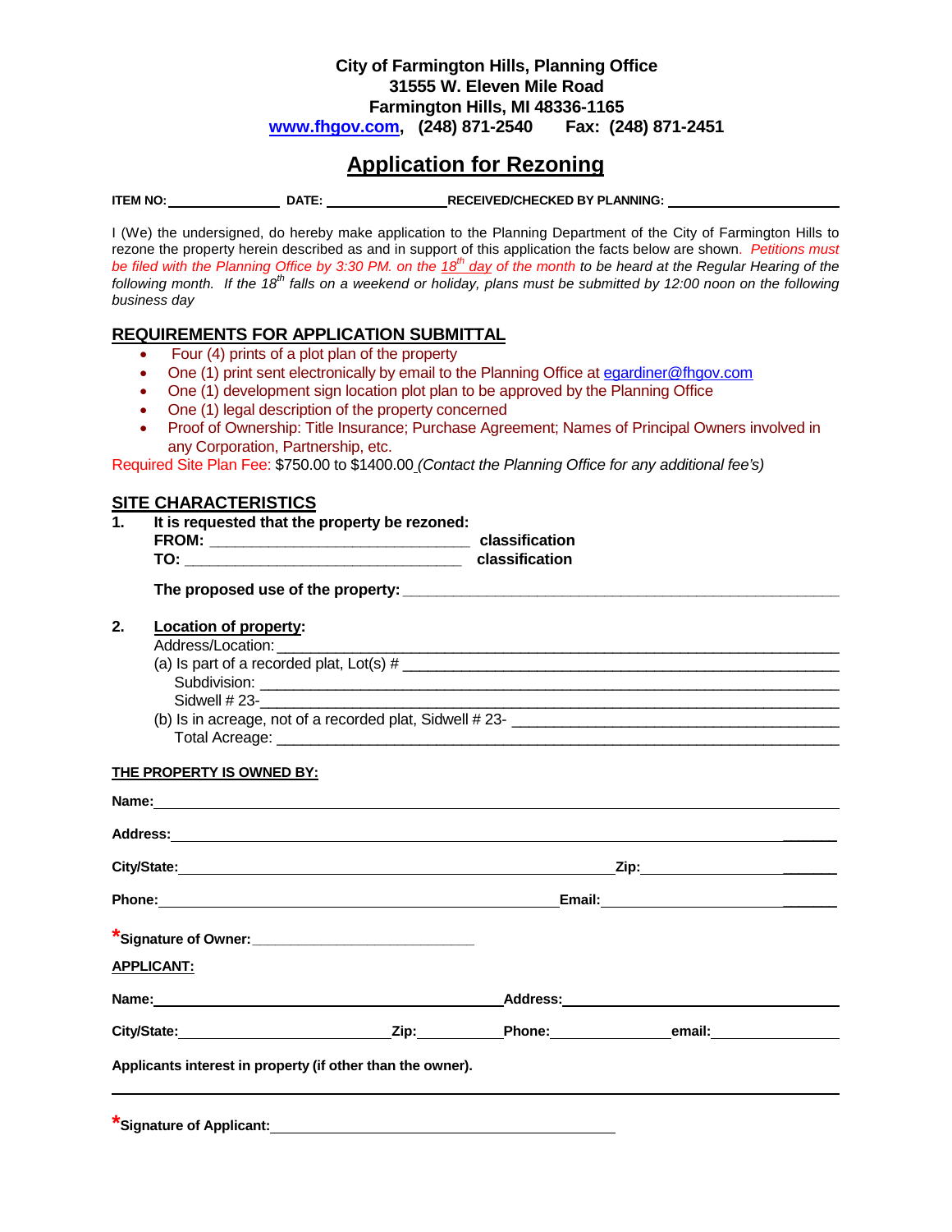**City of Farmington Hills, Planning Office**
**31555 W. Eleven Mile Road**
**Farmington Hills, MI 48336-1165**
**www.fhgov.com, (248) 871-2540 Fax: (248) 871-2451**

# Application for Rezoning

**ITEM NO:** ______________ **DATE:** ______________ **RECEIVED/CHECKED BY PLANNING:** ____________________

I (We) the undersigned, do hereby make application to the Planning Department of the City of Farmington Hills to rezone the property herein described as and in support of this application the facts below are shown. *Petitions must be filed with the Planning Office by 3:30 PM. on the 18th day of the month to be heard at the Regular Hearing of the following month. If the 18th falls on a weekend or holiday, plans must be submitted by 12:00 noon on the following business day*

## REQUIREMENTS FOR APPLICATION SUBMITTAL

- Four (4) prints of a plot plan of the property
- One (1) print sent electronically by email to the Planning Office at egardiner@fhgov.com
- One (1) development sign location plot plan to be approved by the Planning Office
- One (1) legal description of the property concerned
- Proof of Ownership: Title Insurance; Purchase Agreement; Names of Principal Owners involved in any Corporation, Partnership, etc.

Required Site Plan Fee: $750.00 to $1400.00 *(Contact the Planning Office for any additional fee's)*

## SITE CHARACTERISTICS

**1. It is requested that the property be rezoned:**
**FROM:** ______________________________ **classification**
**TO:** ________________________________ **classification**

**The proposed use of the property:** ____________________________________________

**2. Location of property:**
Address/Location: ____________________________________________
(a) Is part of a recorded plat, Lot(s) # ____________________________________________
Subdivision: ____________________________________________
Sidwell # 23-____________________________________________
(b) Is in acreage, not of a recorded plat, Sidwell # 23- ______________________________
Total Acreage: ____________________________________________

**THE PROPERTY IS OWNED BY:**

**Name:** ____________________________________________

**Address:** ____________________________________________

**City/State:** ______________________________ **Zip:** ______________

**Phone:** ______________________________ **Email:** ______________

***Signature of Owner:** ______________________________

**APPLICANT:**

**Name:** ______________________________ **Address:** ______________________________

**City/State:** ______________ **Zip:** __________ **Phone:** ______________ **email:** ______________

**Applicants interest in property (if other than the owner).**

____________________________________________

***Signature of Applicant:** ______________________________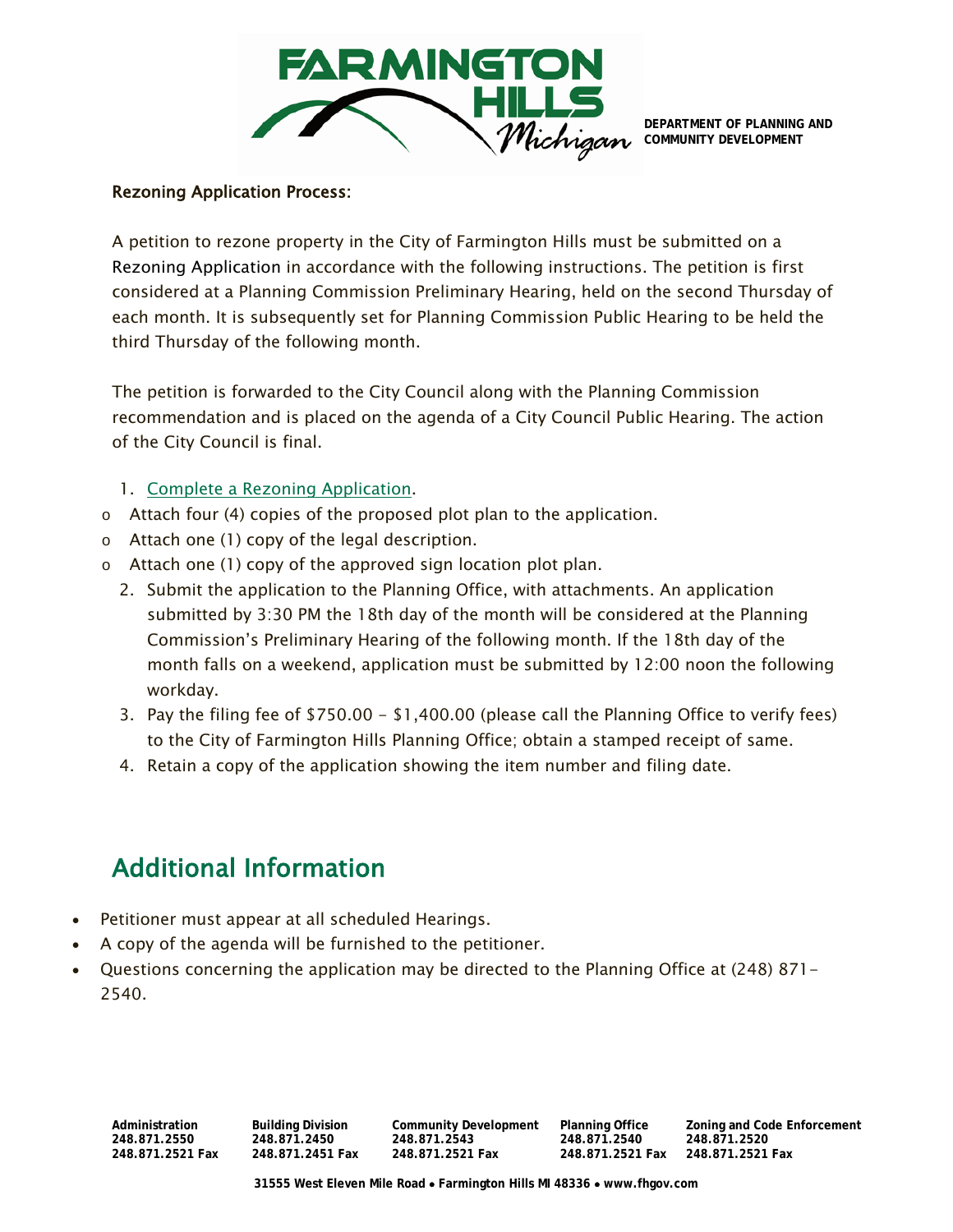**DEPARTMENT OF PLANNING AND COMMUNITY DEVELOPMENT**

**Rezoning Application Process:**

A petition to rezone property in the City of Farmington Hills must be submitted on a Rezoning Application in accordance with the following instructions. The petition is first considered at a Planning Commission Preliminary Hearing, held on the second Thursday of each month. It is subsequently set for Planning Commission Public Hearing to be held the third Thursday of the following month.

The petition is forwarded to the City Council along with the Planning Commission recommendation and is placed on the agenda of a City Council Public Hearing. The action of the City Council is final.

1. Complete a Rezoning Application.
   - Attach four (4) copies of the proposed plot plan to the application.
   - Attach one (1) copy of the legal description.
   - Attach one (1) copy of the approved sign location plot plan.
2. Submit the application to the Planning Office, with attachments. An application submitted by 3:30 PM the 18th day of the month will be considered at the Planning Commission's Preliminary Hearing of the following month. If the 18th day of the month falls on a weekend, application must be submitted by 12:00 noon the following workday.
3. Pay the filing fee of $750.00 - $1,400.00 (please call the Planning Office to verify fees) to the City of Farmington Hills Planning Office; obtain a stamped receipt of same.
4. Retain a copy of the application showing the item number and filing date.

## Additional Information

- Petitioner must appear at all scheduled Hearings.
- A copy of the agenda will be furnished to the petitioner.
- Questions concerning the application may be directed to the Planning Office at (248) 871-2540.

| Administration | Building Division | Community Development | Planning Office | Zoning and Code Enforcement |
|---|---|---|---|---|
| 248.871.2550 | 248.871.2450 | 248.871.2543 | 248.871.2540 | 248.871.2520 |
| 248.871.2521 Fax | 248.871.2451 Fax | 248.871.2521 Fax | 248.871.2521 Fax | 248.871.2521 Fax |

**31555 West Eleven Mile Road • Farmington Hills MI 48336 • www.fhgov.com**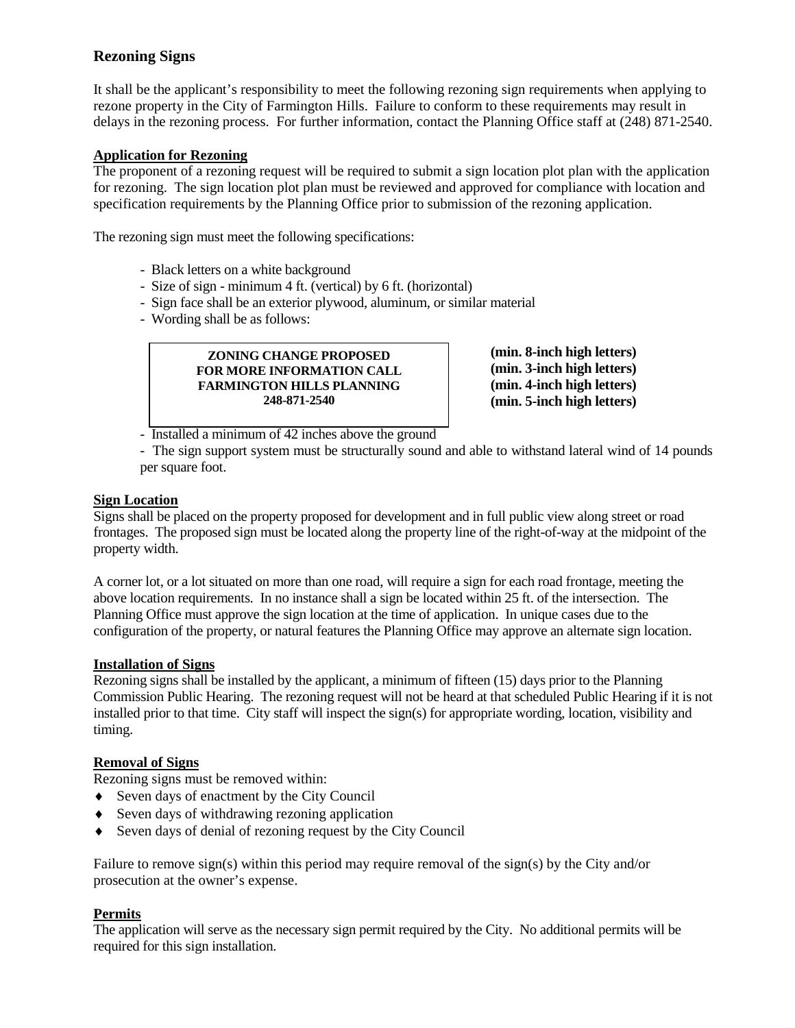## Rezoning Signs

It shall be the applicant's responsibility to meet the following rezoning sign requirements when applying to rezone property in the City of Farmington Hills. Failure to conform to these requirements may result in delays in the rezoning process. For further information, contact the Planning Office staff at (248) 871-2540.

**Application for Rezoning**

The proponent of a rezoning request will be required to submit a sign location plot plan with the application for rezoning. The sign location plot plan must be reviewed and approved for compliance with location and specification requirements by the Planning Office prior to submission of the rezoning application.

The rezoning sign must meet the following specifications:

- Black letters on a white background
- Size of sign - minimum 4 ft. (vertical) by 6 ft. (horizontal)
- Sign face shall be an exterior plywood, aluminum, or similar material
- Wording shall be as follows:

| Sign wording | Letter height |
|---|---|
| **ZONING CHANGE PROPOSED** | **(min. 8-inch high letters)** |
| **FOR MORE INFORMATION CALL** | **(min. 3-inch high letters)** |
| **FARMINGTON HILLS PLANNING** | **(min. 4-inch high letters)** |
| **248-871-2540** | **(min. 5-inch high letters)** |

- Installed a minimum of 42 inches above the ground
- The sign support system must be structurally sound and able to withstand lateral wind of 14 pounds per square foot.

**Sign Location**

Signs shall be placed on the property proposed for development and in full public view along street or road frontages. The proposed sign must be located along the property line of the right-of-way at the midpoint of the property width.

A corner lot, or a lot situated on more than one road, will require a sign for each road frontage, meeting the above location requirements. In no instance shall a sign be located within 25 ft. of the intersection. The Planning Office must approve the sign location at the time of application. In unique cases due to the configuration of the property, or natural features the Planning Office may approve an alternate sign location.

**Installation of Signs**

Rezoning signs shall be installed by the applicant, a minimum of fifteen (15) days prior to the Planning Commission Public Hearing. The rezoning request will not be heard at that scheduled Public Hearing if it is not installed prior to that time. City staff will inspect the sign(s) for appropriate wording, location, visibility and timing.

**Removal of Signs**

Rezoning signs must be removed within:

- Seven days of enactment by the City Council
- Seven days of withdrawing rezoning application
- Seven days of denial of rezoning request by the City Council

Failure to remove sign(s) within this period may require removal of the sign(s) by the City and/or prosecution at the owner's expense.

**Permits**

The application will serve as the necessary sign permit required by the City. No additional permits will be required for this sign installation.